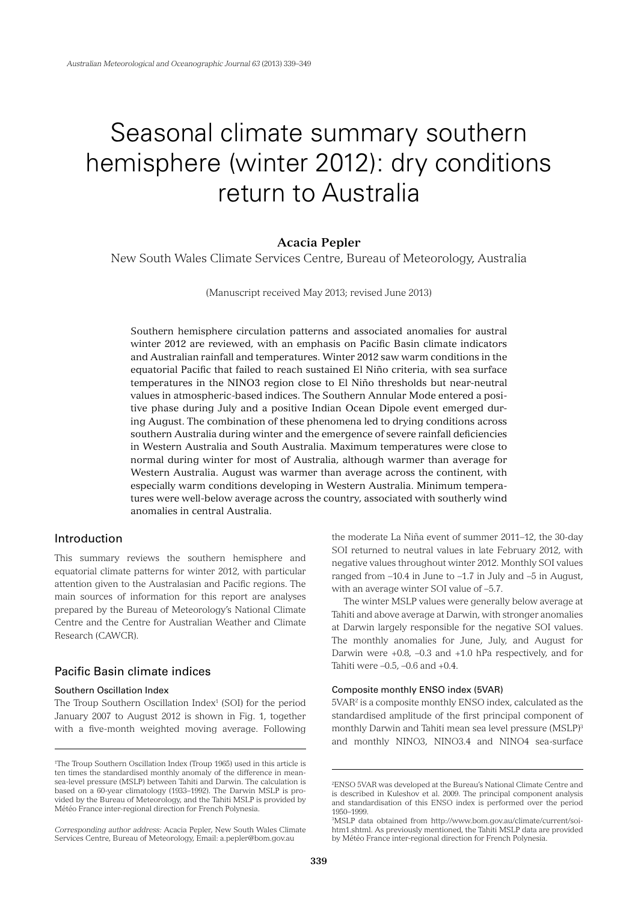# Seasonal climate summary southern hemisphere (winter 2012): dry conditions return to Australia

**Acacia Pepler**

New South Wales Climate Services Centre, Bureau of Meteorology, Australia

(Manuscript received May 2013; revised June 2013)

Southern hemisphere circulation patterns and associated anomalies for austral winter 2012 are reviewed, with an emphasis on Pacific Basin climate indicators and Australian rainfall and temperatures. Winter 2012 saw warm conditions in the equatorial Pacific that failed to reach sustained El Niño criteria, with sea surface temperatures in the NINO3 region close to El Niño thresholds but near-neutral values in atmospheric-based indices. The Southern Annular Mode entered a positive phase during July and a positive Indian Ocean Dipole event emerged during August. The combination of these phenomena led to drying conditions across southern Australia during winter and the emergence of severe rainfall deficiencies in Western Australia and South Australia. Maximum temperatures were close to normal during winter for most of Australia, although warmer than average for Western Australia. August was warmer than average across the continent, with especially warm conditions developing in Western Australia. Minimum temperatures were well-below average across the country, associated with southerly wind anomalies in central Australia.

## Introduction

This summary reviews the southern hemisphere and equatorial climate patterns for winter 2012, with particular attention given to the Australasian and Pacific regions. The main sources of information for this report are analyses prepared by the Bureau of Meteorology's National Climate Centre and the Centre for Australian Weather and Climate Research (CAWCR).

## Pacific Basin climate indices

### Southern Oscillation Index

The Troup Southern Oscillation Index[1] (SOI) for the period January 2007 to August 2012 is shown in Fig. 1, together with a five-month weighted moving average. Following the moderate La Niña event of summer 2011–12, the 30-day SOI returned to neutral values in late February 2012, with negative values throughout winter 2012. Monthly SOI values ranged from –10.4 in June to –1.7 in July and –5 in August, with an average winter SOI value of –5.7.

The winter MSLP values were generally below average at Tahiti and above average at Darwin, with stronger anomalies at Darwin largely responsible for the negative SOI values. The monthly anomalies for June, July, and August for Darwin were +0.8, –0.3 and +1.0 hPa respectively, and for Tahiti were –0.5, –0.6 and +0.4.

### Composite monthly ENSO index (5VAR)

5VAR[2] is a composite monthly ENSO index, calculated as the standardised amplitude of the first principal component of monthly Darwin and Tahiti mean sea level pressure (MSLP)[3] and monthly NINO3, NINO3.4 and NINO4 sea-surface

---

[1]The Troup Southern Oscillation Index (Troup 1965) used in this article is ten times the standardised monthly anomaly of the difference in mean-sea-level pressure (MSLP) between Tahiti and Darwin. The calculation is based on a 60-year climatology (1933–1992). The Darwin MSLP is provided by the Bureau of Meteorology, and the Tahiti MSLP is provided by Météo France inter-regional direction for French Polynesia.

*Corresponding author address:* Acacia Pepler, New South Wales Climate Services Centre, Bureau of Meteorology, Email: a.pepler@bom.gov.au

[2]ENSO 5VAR was developed at the Bureau's National Climate Centre and is described in Kuleshov et al. 2009. The principal component analysis and standardisation of this ENSO index is performed over the period 1950–1999.

[3]MSLP data obtained from http://www.bom.gov.au/climate/current/soihtm1.shtml. As previously mentioned, the Tahiti MSLP data are provided by Météo France inter-regional direction for French Polynesia.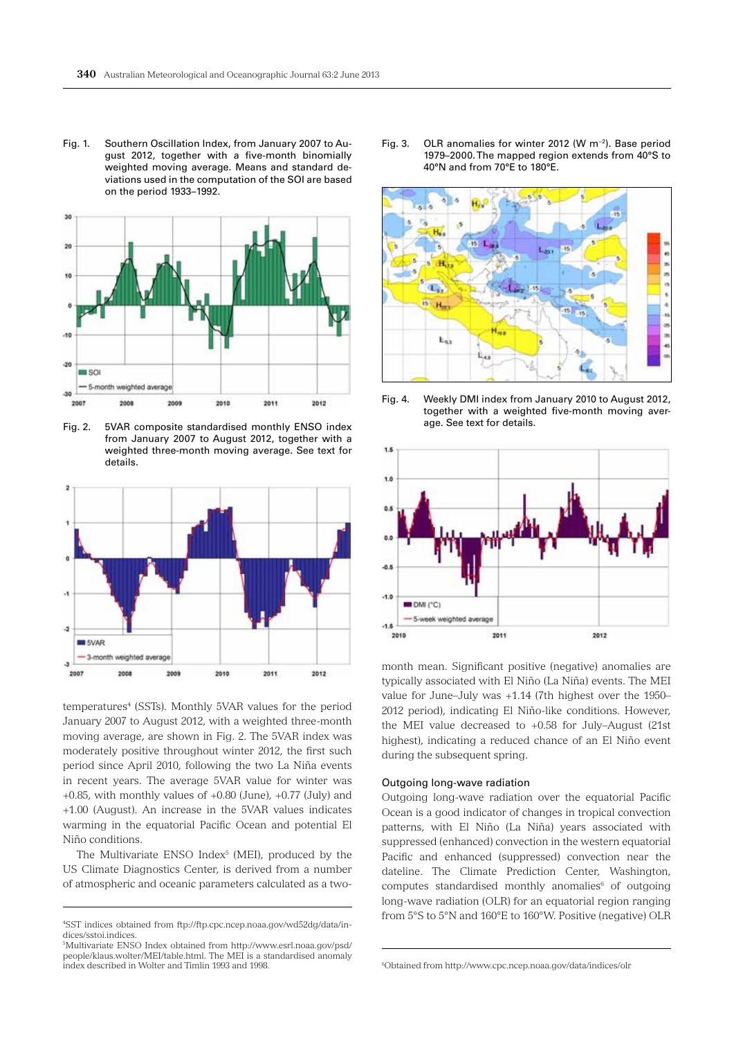Fig. 1. Southern Oscillation Index, from January 2007 to August 2012, together with a five-month binomially weighted moving average. Means and standard deviations used in the computation of the SOI are based on the period 1933–1992.

30
20
10
0
-10
-20
-30
SOI
5-month weighted average
2007 2008 2009 2010 2011 2012

Fig. 2. 5VAR composite standardised monthly ENSO index from January 2007 to August 2012, together with a weighted three-month moving average. See text for details.

2
1
0
-1
-2
-3
5VAR
3-month weighted average
2007 2008 2009 2010 2011 2012

temperatures[4] (SSTs). Monthly 5VAR values for the period January 2007 to August 2012, with a weighted three-month moving average, are shown in Fig. 2. The 5VAR index was moderately positive throughout winter 2012, the first such period since April 2010, following the two La Niña events in recent years. The average 5VAR value for winter was +0.85, with monthly values of +0.80 (June), +0.77 (July) and +1.00 (August). An increase in the 5VAR values indicates warming in the equatorial Pacific Ocean and potential El Niño conditions.

The Multivariate ENSO Index[5] (MEI), produced by the US Climate Diagnostics Center, is derived from a number of atmospheric and oceanic parameters calculated as a two-month mean. Significant positive (negative) anomalies are typically associated with El Niño (La Niña) events. The MEI value for June–July was +1.14 (7th highest over the 1950–2012 period), indicating El Niño-like conditions. However, the MEI value decreased to +0.58 for July–August (21st highest), indicating a reduced chance of an El Niño event during the subsequent spring.

Fig. 3. OLR anomalies for winter 2012 (W m$^{-2}$). Base period 1979–2000. The mapped region extends from 40°S to 40°N and from 70°E to 180°E.

Fig. 4. Weekly DMI index from January 2010 to August 2012, together with a weighted five-month moving average. See text for details.

1.5
1.0
0.5
0.0
-0.5
-1.0
-1.5
DMI (°C)
5-week weighted average
2010 2011 2012

### Outgoing long-wave radiation

Outgoing long-wave radiation over the equatorial Pacific Ocean is a good indicator of changes in tropical convection patterns, with El Niño (La Niña) years associated with suppressed (enhanced) convection in the western equatorial Pacific and enhanced (suppressed) convection near the dateline. The Climate Prediction Center, Washington, computes standardised monthly anomalies[6] of outgoing long-wave radiation (OLR) for an equatorial region ranging from 5°S to 5°N and 160°E to 160°W. Positive (negative) OLR

[4]SST indices obtained from ftp://ftp.cpc.ncep.noaa.gov/wd52dg/data/indices/sstoi.indices.

[5]Multivariate ENSO Index obtained from http://www.esrl.noaa.gov/psd/people/klaus.wolter/MEI/table.html. The MEI is a standardised anomaly index described in Wolter and Timlin 1993 and 1998.

[6]Obtained from http://www.cpc.ncep.noaa.gov/data/indices/olr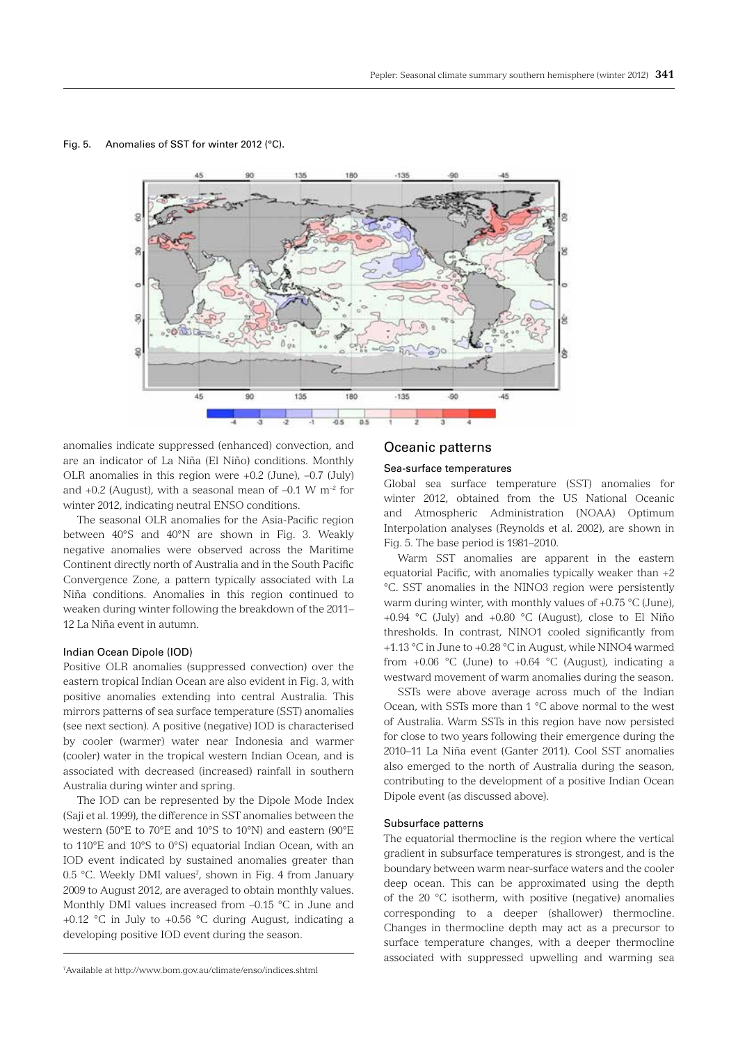Fig. 5. Anomalies of SST for winter 2012 (°C).

45 90 135 180 -135 -90 -45

60 30 0 -30 -60

-4 -3 -2 -1 -0.5 0.5 1 2 3 4

anomalies indicate suppressed (enhanced) convection, and are an indicator of La Niña (El Niño) conditions. Monthly OLR anomalies in this region were +0.2 (June), –0.7 (July) and +0.2 (August), with a seasonal mean of –0.1 W m$^{-2}$ for winter 2012, indicating neutral ENSO conditions.

The seasonal OLR anomalies for the Asia-Pacific region between 40°S and 40°N are shown in Fig. 3. Weakly negative anomalies were observed across the Maritime Continent directly north of Australia and in the South Pacific Convergence Zone, a pattern typically associated with La Niña conditions. Anomalies in this region continued to weaken during winter following the breakdown of the 2011–12 La Niña event in autumn.

### Indian Ocean Dipole (IOD)

Positive OLR anomalies (suppressed convection) over the eastern tropical Indian Ocean are also evident in Fig. 3, with positive anomalies extending into central Australia. This mirrors patterns of sea surface temperature (SST) anomalies (see next section). A positive (negative) IOD is characterised by cooler (warmer) water near Indonesia and warmer (cooler) water in the tropical western Indian Ocean, and is associated with decreased (increased) rainfall in southern Australia during winter and spring.

The IOD can be represented by the Dipole Mode Index (Saji et al. 1999), the difference in SST anomalies between the western (50°E to 70°E and 10°S to 10°N) and eastern (90°E to 110°E and 10°S to 0°S) equatorial Indian Ocean, with an IOD event indicated by sustained anomalies greater than 0.5 °C. Weekly DMI values[7], shown in Fig. 4 from January 2009 to August 2012, are averaged to obtain monthly values. Monthly DMI values increased from –0.15 °C in June and +0.12 °C in July to +0.56 °C during August, indicating a developing positive IOD event during the season.

[7]Available at http://www.bom.gov.au/climate/enso/indices.shtml

## Oceanic patterns

### Sea-surface temperatures

Global sea surface temperature (SST) anomalies for winter 2012, obtained from the US National Oceanic and Atmospheric Administration (NOAA) Optimum Interpolation analyses (Reynolds et al. 2002), are shown in Fig. 5. The base period is 1981–2010.

Warm SST anomalies are apparent in the eastern equatorial Pacific, with anomalies typically weaker than +2 °C. SST anomalies in the NINO3 region were persistently warm during winter, with monthly values of +0.75 °C (June), +0.94 °C (July) and +0.80 °C (August), close to El Niño thresholds. In contrast, NINO1 cooled significantly from +1.13 °C in June to +0.28 °C in August, while NINO4 warmed from +0.06 °C (June) to +0.64 °C (August), indicating a westward movement of warm anomalies during the season.

SSTs were above average across much of the Indian Ocean, with SSTs more than 1 °C above normal to the west of Australia. Warm SSTs in this region have now persisted for close to two years following their emergence during the 2010–11 La Niña event (Ganter 2011). Cool SST anomalies also emerged to the north of Australia during the season, contributing to the development of a positive Indian Ocean Dipole event (as discussed above).

### Subsurface patterns

The equatorial thermocline is the region where the vertical gradient in subsurface temperatures is strongest, and is the boundary between warm near-surface waters and the cooler deep ocean. This can be approximated using the depth of the 20 °C isotherm, with positive (negative) anomalies corresponding to a deeper (shallower) thermocline. Changes in thermocline depth may act as a precursor to surface temperature changes, with a deeper thermocline associated with suppressed upwelling and warming sea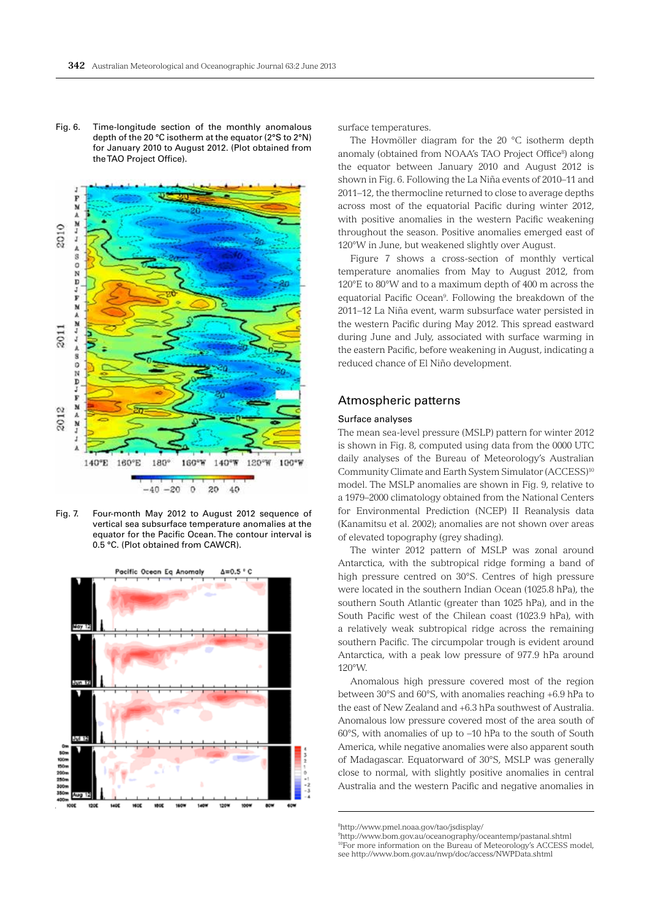Fig. 6. Time-longitude section of the monthly anomalous depth of the 20 °C isotherm at the equator (2°S to 2°N) for January 2010 to August 2012. (Plot obtained from the TAO Project Office).

Fig. 7. Four-month May 2012 to August 2012 sequence of vertical sea subsurface temperature anomalies at the equator for the Pacific Ocean. The contour interval is 0.5 °C. (Plot obtained from CAWCR).

surface temperatures.

The Hovmöller diagram for the 20 °C isotherm depth anomaly (obtained from NOAA's TAO Project Office[8]) along the equator between January 2010 and August 2012 is shown in Fig. 6. Following the La Niña events of 2010–11 and 2011–12, the thermocline returned to close to average depths across most of the equatorial Pacific during winter 2012, with positive anomalies in the western Pacific weakening throughout the season. Positive anomalies emerged east of 120°W in June, but weakened slightly over August.

Figure 7 shows a cross-section of monthly vertical temperature anomalies from May to August 2012, from 120°E to 80°W and to a maximum depth of 400 m across the equatorial Pacific Ocean[9]. Following the breakdown of the 2011–12 La Niña event, warm subsurface water persisted in the western Pacific during May 2012. This spread eastward during June and July, associated with surface warming in the eastern Pacific, before weakening in August, indicating a reduced chance of El Niño development.

## Atmospheric patterns

### Surface analyses

The mean sea-level pressure (MSLP) pattern for winter 2012 is shown in Fig. 8, computed using data from the 0000 UTC daily analyses of the Bureau of Meteorology's Australian Community Climate and Earth System Simulator (ACCESS)[10] model. The MSLP anomalies are shown in Fig. 9, relative to a 1979–2000 climatology obtained from the National Centers for Environmental Prediction (NCEP) II Reanalysis data (Kanamitsu et al. 2002); anomalies are not shown over areas of elevated topography (grey shading).

The winter 2012 pattern of MSLP was zonal around Antarctica, with the subtropical ridge forming a band of high pressure centred on 30°S. Centres of high pressure were located in the southern Indian Ocean (1025.8 hPa), the southern South Atlantic (greater than 1025 hPa), and in the South Pacific west of the Chilean coast (1023.9 hPa), with a relatively weak subtropical ridge across the remaining southern Pacific. The circumpolar trough is evident around Antarctica, with a peak low pressure of 977.9 hPa around 120°W.

Anomalous high pressure covered most of the region between 30°S and 60°S, with anomalies reaching +6.9 hPa to the east of New Zealand and +6.3 hPa southwest of Australia. Anomalous low pressure covered most of the area south of 60°S, with anomalies of up to –10 hPa to the south of South America, while negative anomalies were also apparent south of Madagascar. Equatorward of 30°S, MSLP was generally close to normal, with slightly positive anomalies in central Australia and the western Pacific and negative anomalies in

[8]http://www.pmel.noaa.gov/tao/jsdisplay/
[9]http://www.bom.gov.au/oceanography/oceantemp/pastanal.shtml
[10]For more information on the Bureau of Meteorology's ACCESS model, see http://www.bom.gov.au/nwp/doc/access/NWPData.shtml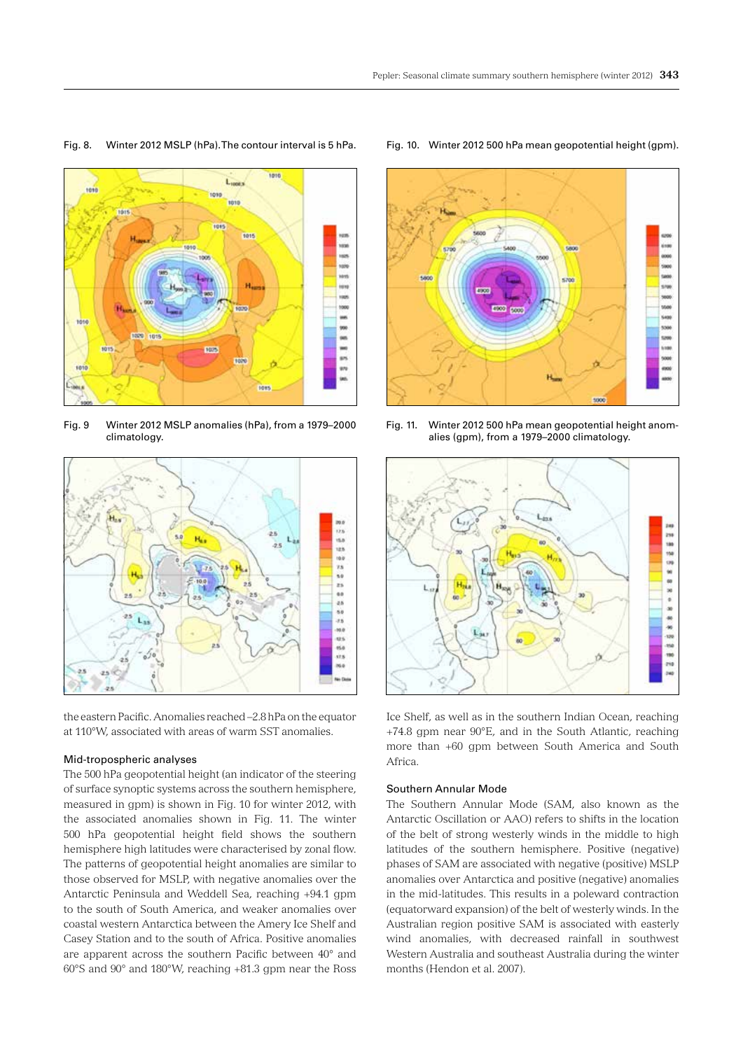Fig. 8. Winter 2012 MSLP (hPa). The contour interval is 5 hPa.

Fig. 10. Winter 2012 500 hPa mean geopotential height (gpm).

Fig. 9 Winter 2012 MSLP anomalies (hPa), from a 1979–2000 climatology.

Fig. 11. Winter 2012 500 hPa mean geopotential height anomalies (gpm), from a 1979–2000 climatology.

the eastern Pacific. Anomalies reached –2.8 hPa on the equator at 110°W, associated with areas of warm SST anomalies.

### Mid-tropospheric analyses

The 500 hPa geopotential height (an indicator of the steering of surface synoptic systems across the southern hemisphere, measured in gpm) is shown in Fig. 10 for winter 2012, with the associated anomalies shown in Fig. 11. The winter 500 hPa geopotential height field shows the southern hemisphere high latitudes were characterised by zonal flow. The patterns of geopotential height anomalies are similar to those observed for MSLP, with negative anomalies over the Antarctic Peninsula and Weddell Sea, reaching +94.1 gpm to the south of South America, and weaker anomalies over coastal western Antarctica between the Amery Ice Shelf and Casey Station and to the south of Africa. Positive anomalies are apparent across the southern Pacific between 40° and 60°S and 90° and 180°W, reaching +81.3 gpm near the Ross Ice Shelf, as well as in the southern Indian Ocean, reaching +74.8 gpm near 90°E, and in the South Atlantic, reaching more than +60 gpm between South America and South Africa.

### Southern Annular Mode

The Southern Annular Mode (SAM, also known as the Antarctic Oscillation or AAO) refers to shifts in the location of the belt of strong westerly winds in the middle to high latitudes of the southern hemisphere. Positive (negative) phases of SAM are associated with negative (positive) MSLP anomalies over Antarctica and positive (negative) anomalies in the mid-latitudes. This results in a poleward contraction (equatorward expansion) of the belt of westerly winds. In the Australian region positive SAM is associated with easterly wind anomalies, with decreased rainfall in southwest Western Australia and southeast Australia during the winter months (Hendon et al. 2007).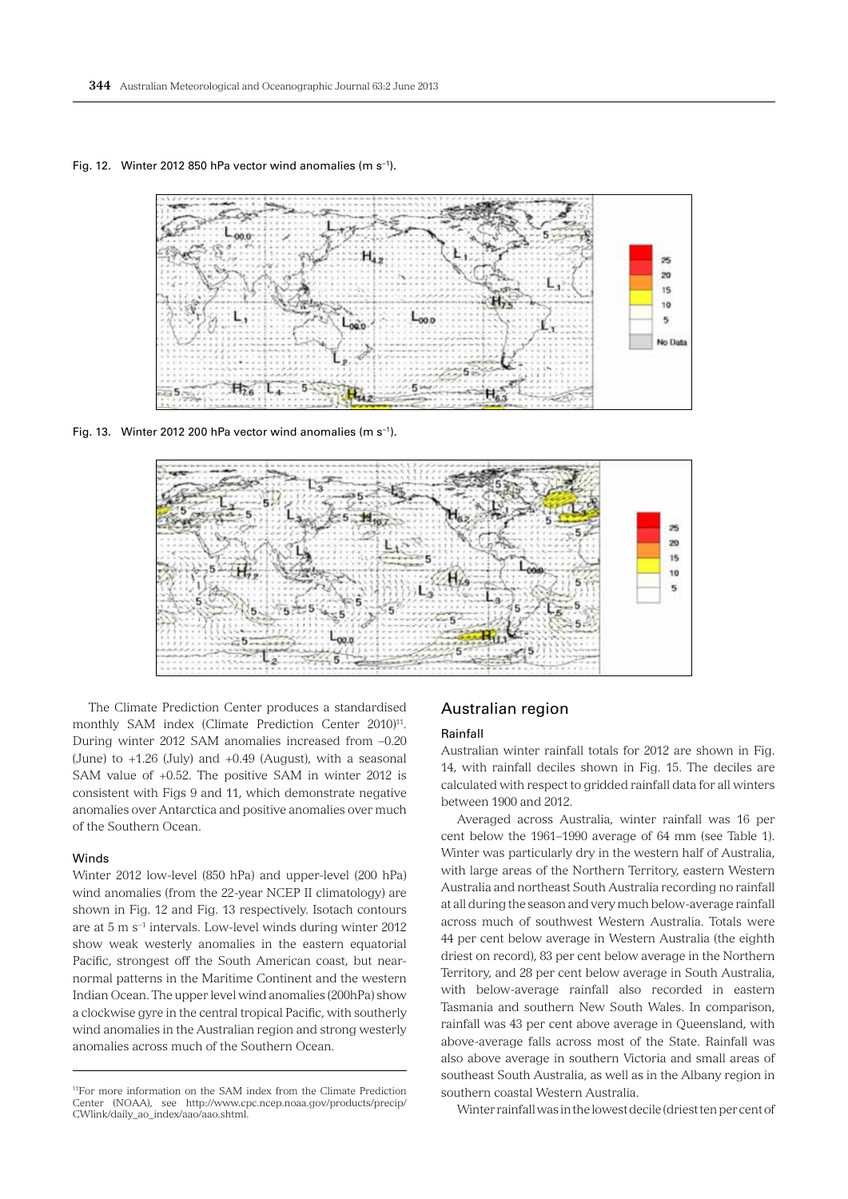Fig. 12. Winter 2012 850 hPa vector wind anomalies (m s$^{-1}$).

Fig. 13. Winter 2012 200 hPa vector wind anomalies (m s$^{-1}$).

The Climate Prediction Center produces a standardised monthly SAM index (Climate Prediction Center 2010)[11]. During winter 2012 SAM anomalies increased from –0.20 (June) to +1.26 (July) and +0.49 (August), with a seasonal SAM value of +0.52. The positive SAM in winter 2012 is consistent with Figs 9 and 11, which demonstrate negative anomalies over Antarctica and positive anomalies over much of the Southern Ocean.

### Winds

Winter 2012 low-level (850 hPa) and upper-level (200 hPa) wind anomalies (from the 22-year NCEP II climatology) are shown in Fig. 12 and Fig. 13 respectively. Isotach contours are at 5 m s$^{-1}$ intervals. Low-level winds during winter 2012 show weak westerly anomalies in the eastern equatorial Pacific, strongest off the South American coast, but near-normal patterns in the Maritime Continent and the western Indian Ocean. The upper level wind anomalies (200hPa) show a clockwise gyre in the central tropical Pacific, with southerly wind anomalies in the Australian region and strong westerly anomalies across much of the Southern Ocean.

[11]For more information on the SAM index from the Climate Prediction Center (NOAA), see http://www.cpc.ncep.noaa.gov/products/precip/CWlink/daily_ao_index/aao/aao.shtml.

## Australian region

### Rainfall

Australian winter rainfall totals for 2012 are shown in Fig. 14, with rainfall deciles shown in Fig. 15. The deciles are calculated with respect to gridded rainfall data for all winters between 1900 and 2012.

Averaged across Australia, winter rainfall was 16 per cent below the 1961–1990 average of 64 mm (see Table 1). Winter was particularly dry in the western half of Australia, with large areas of the Northern Territory, eastern Western Australia and northeast South Australia recording no rainfall at all during the season and very much below-average rainfall across much of southwest Western Australia. Totals were 44 per cent below average in Western Australia (the eighth driest on record), 83 per cent below average in the Northern Territory, and 28 per cent below average in South Australia, with below-average rainfall also recorded in eastern Tasmania and southern New South Wales. In comparison, rainfall was 43 per cent above average in Queensland, with above-average falls across most of the State. Rainfall was also above average in southern Victoria and small areas of southeast South Australia, as well as in the Albany region in southern coastal Western Australia.

Winter rainfall was in the lowest decile (driest ten per cent of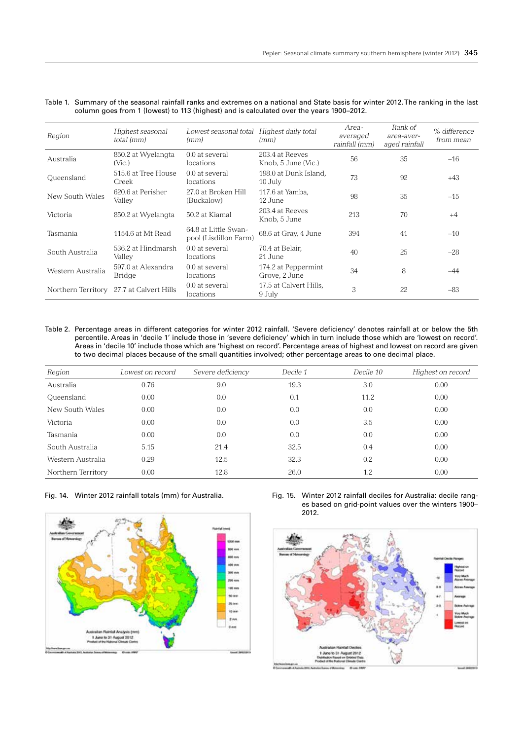Table 1. Summary of the seasonal rainfall ranks and extremes on a national and State basis for winter 2012. The ranking in the last column goes from 1 (lowest) to 113 (highest) and is calculated over the years 1900–2012.

| *Region* | *Highest seasonal total (mm)* | *Lowest seasonal total (mm)* | *Highest daily total (mm)* | *Area-averaged rainfall (mm)* | *Rank of area-averaged rainfall* | *% difference from mean* |
|---|---|---|---|---|---|---|
| Australia | 850.2 at Wyelangta (Vic.) | 0.0 at several locations | 203.4 at Reeves Knob, 5 June (Vic.) | 56 | 35 | −16 |
| Queensland | 515.6 at Tree House Creek | 0.0 at several locations | 198.0 at Dunk Island, 10 July | 73 | 92 | +43 |
| New South Wales | 620.6 at Perisher Valley | 27.0 at Broken Hill (Buckalow) | 117.6 at Yamba, 12 June | 98 | 35 | −15 |
| Victoria | 850.2 at Wyelangta | 50.2 at Kiamal | 203.4 at Reeves Knob, 5 June | 213 | 70 | +4 |
| Tasmania | 1154.6 at Mt Read | 64.8 at Little Swanpool (Lisdillon Farm) | 68.6 at Gray, 4 June | 394 | 41 | −10 |
| South Australia | 536.2 at Hindmarsh Valley | 0.0 at several locations | 70.4 at Belair, 21 June | 40 | 25 | −28 |
| Western Australia | 597.0 at Alexandra Bridge | 0.0 at several locations | 174.2 at Peppermint Grove, 2 June | 34 | 8 | −44 |
| Northern Territory | 27.7 at Calvert Hills | 0.0 at several locations | 17.5 at Calvert Hills, 9 July | 3 | 22 | −83 |

Table 2. Percentage areas in different categories for winter 2012 rainfall. 'Severe deficiency' denotes rainfall at or below the 5th percentile. Areas in 'decile 1' include those in 'severe deficiency' which in turn include those which are 'lowest on record'. Areas in 'decile 10' include those which are 'highest on record'. Percentage areas of highest and lowest on record are given to two decimal places because of the small quantities involved; other percentage areas to one decimal place.

| *Region* | *Lowest on record* | *Severe deficiency* | *Decile 1* | *Decile 10* | *Highest on record* |
|---|---|---|---|---|---|
| Australia | 0.76 | 9.0 | 19.3 | 3.0 | 0.00 |
| Queensland | 0.00 | 0.0 | 0.1 | 11.2 | 0.00 |
| New South Wales | 0.00 | 0.0 | 0.0 | 0.0 | 0.00 |
| Victoria | 0.00 | 0.0 | 0.0 | 3.5 | 0.00 |
| Tasmania | 0.00 | 0.0 | 0.0 | 0.0 | 0.00 |
| South Australia | 5.15 | 21.4 | 32.5 | 0.4 | 0.00 |
| Western Australia | 0.29 | 12.5 | 32.3 | 0.2 | 0.00 |
| Northern Territory | 0.00 | 12.8 | 26.0 | 1.2 | 0.00 |

Fig. 14. Winter 2012 rainfall totals (mm) for Australia.

Fig. 15. Winter 2012 rainfall deciles for Australia: decile ranges based on grid-point values over the winters 1900–2012.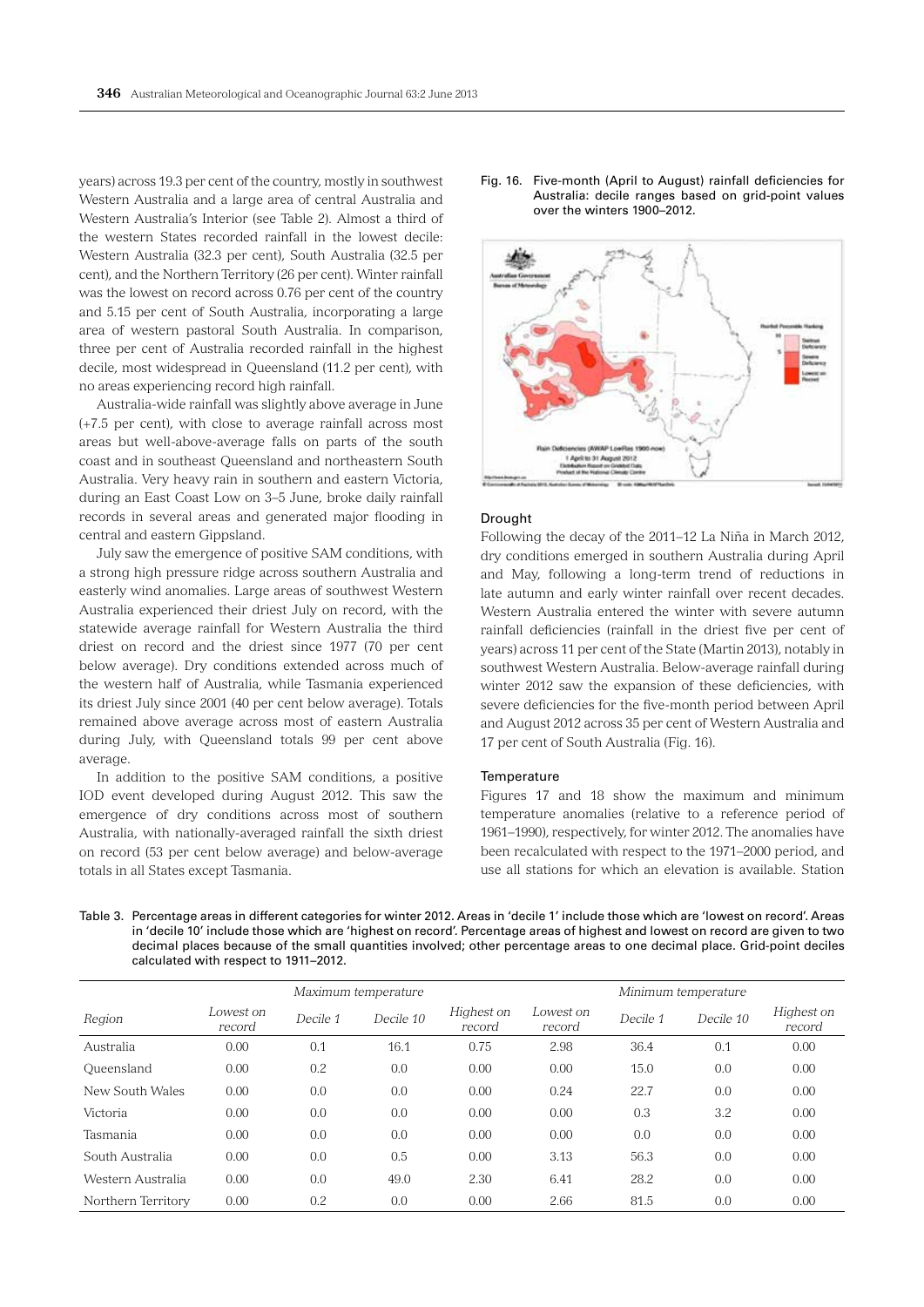years) across 19.3 per cent of the country, mostly in southwest Western Australia and a large area of central Australia and Western Australia's Interior (see Table 2). Almost a third of the western States recorded rainfall in the lowest decile: Western Australia (32.3 per cent), South Australia (32.5 per cent), and the Northern Territory (26 per cent). Winter rainfall was the lowest on record across 0.76 per cent of the country and 5.15 per cent of South Australia, incorporating a large area of western pastoral South Australia. In comparison, three per cent of Australia recorded rainfall in the highest decile, most widespread in Queensland (11.2 per cent), with no areas experiencing record high rainfall.

Australia-wide rainfall was slightly above average in June (+7.5 per cent), with close to average rainfall across most areas but well-above-average falls on parts of the south coast and in southeast Queensland and northeastern South Australia. Very heavy rain in southern and eastern Victoria, during an East Coast Low on 3–5 June, broke daily rainfall records in several areas and generated major flooding in central and eastern Gippsland.

July saw the emergence of positive SAM conditions, with a strong high pressure ridge across southern Australia and easterly wind anomalies. Large areas of southwest Western Australia experienced their driest July on record, with the statewide average rainfall for Western Australia the third driest on record and the driest since 1977 (70 per cent below average). Dry conditions extended across much of the western half of Australia, while Tasmania experienced its driest July since 2001 (40 per cent below average). Totals remained above average across most of eastern Australia during July, with Queensland totals 99 per cent above average.

In addition to the positive SAM conditions, a positive IOD event developed during August 2012. This saw the emergence of dry conditions across most of southern Australia, with nationally-averaged rainfall the sixth driest on record (53 per cent below average) and below-average totals in all States except Tasmania.

Fig. 16. Five-month (April to August) rainfall deficiencies for Australia: decile ranges based on grid-point values over the winters 1900–2012.

### Drought

Following the decay of the 2011–12 La Niña in March 2012, dry conditions emerged in southern Australia during April and May, following a long-term trend of reductions in late autumn and early winter rainfall over recent decades. Western Australia entered the winter with severe autumn rainfall deficiencies (rainfall in the driest five per cent of years) across 11 per cent of the State (Martin 2013), notably in southwest Western Australia. Below-average rainfall during winter 2012 saw the expansion of these deficiencies, with severe deficiencies for the five-month period between April and August 2012 across 35 per cent of Western Australia and 17 per cent of South Australia (Fig. 16).

### Temperature

Figures 17 and 18 show the maximum and minimum temperature anomalies (relative to a reference period of 1961–1990), respectively, for winter 2012. The anomalies have been recalculated with respect to the 1971–2000 period, and use all stations for which an elevation is available. Station

Table 3. Percentage areas in different categories for winter 2012. Areas in 'decile 1' include those which are 'lowest on record'. Areas in 'decile 10' include those which are 'highest on record'. Percentage areas of highest and lowest on record are given to two decimal places because of the small quantities involved; other percentage areas to one decimal place. Grid-point deciles calculated with respect to 1911–2012.

| | *Maximum temperature* | | | | *Minimum temperature* | | | |
|---|---|---|---|---|---|---|---|---|
| *Region* | *Lowest on record* | *Decile 1* | *Decile 10* | *Highest on record* | *Lowest on record* | *Decile 1* | *Decile 10* | *Highest on record* |
| Australia | 0.00 | 0.1 | 16.1 | 0.75 | 2.98 | 36.4 | 0.1 | 0.00 |
| Queensland | 0.00 | 0.2 | 0.0 | 0.00 | 0.00 | 15.0 | 0.0 | 0.00 |
| New South Wales | 0.00 | 0.0 | 0.0 | 0.00 | 0.24 | 22.7 | 0.0 | 0.00 |
| Victoria | 0.00 | 0.0 | 0.0 | 0.00 | 0.00 | 0.3 | 3.2 | 0.00 |
| Tasmania | 0.00 | 0.0 | 0.0 | 0.00 | 0.00 | 0.0 | 0.0 | 0.00 |
| South Australia | 0.00 | 0.0 | 0.5 | 0.00 | 3.13 | 56.3 | 0.0 | 0.00 |
| Western Australia | 0.00 | 0.0 | 49.0 | 2.30 | 6.41 | 28.2 | 0.0 | 0.00 |
| Northern Territory | 0.00 | 0.2 | 0.0 | 0.00 | 2.66 | 81.5 | 0.0 | 0.00 |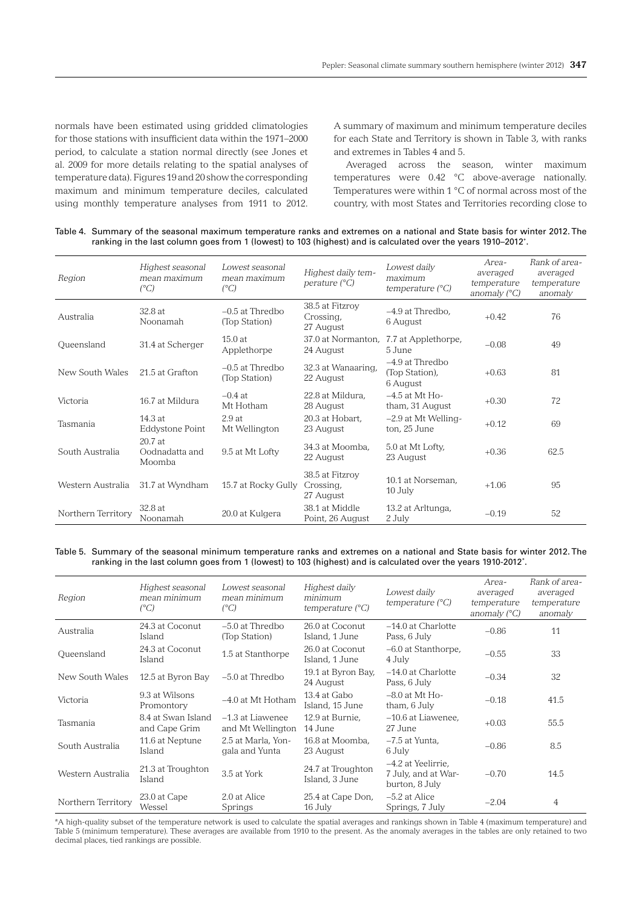normals have been estimated using gridded climatologies for those stations with insufficient data within the 1971–2000 period, to calculate a station normal directly (see Jones et al. 2009 for more details relating to the spatial analyses of temperature data). Figures 19 and 20 show the corresponding maximum and minimum temperature deciles, calculated using monthly temperature analyses from 1911 to 2012. A summary of maximum and minimum temperature deciles for each State and Territory is shown in Table 3, with ranks and extremes in Tables 4 and 5.

Averaged across the season, winter maximum temperatures were 0.42 °C above-average nationally. Temperatures were within 1 °C of normal across most of the country, with most States and Territories recording close to

Table 4. Summary of the seasonal maximum temperature ranks and extremes on a national and State basis for winter 2012. The ranking in the last column goes from 1 (lowest) to 103 (highest) and is calculated over the years 1910–2012*.

| *Region* | *Highest seasonal mean maximum (°C)* | *Lowest seasonal mean maximum (°C)* | *Highest daily temperature (°C)* | *Lowest daily maximum temperature (°C)* | *Area-averaged temperature anomaly (°C)* | *Rank of area-averaged temperature anomaly* |
|---|---|---|---|---|---|---|
| Australia | 32.8 at Noonamah | –0.5 at Thredbo (Top Station) | 38.5 at Fitzroy Crossing, 27 August | –4.9 at Thredbo, 6 August | +0.42 | 76 |
| Queensland | 31.4 at Scherger | 15.0 at Applethorpe | 37.0 at Normanton, 24 August | 7.7 at Applethorpe, 5 June | –0.08 | 49 |
| New South Wales | 21.5 at Grafton | –0.5 at Thredbo (Top Station) | 32.3 at Wanaaring, 22 August | –4.9 at Thredbo (Top Station), 6 August | +0.63 | 81 |
| Victoria | 16.7 at Mildura | –0.4 at Mt Hotham | 22.8 at Mildura, 28 August | –4.5 at Mt Hotham, 31 August | +0.30 | 72 |
| Tasmania | 14.3 at Eddystone Point | 2.9 at Mt Wellington | 20.3 at Hobart, 23 August | –2.9 at Mt Wellington, 25 June | +0.12 | 69 |
| South Australia | 20.7 at Oodnadatta and Moomba | 9.5 at Mt Lofty | 34.3 at Moomba, 22 August | 5.0 at Mt Lofty, 23 August | +0.36 | 62.5 |
| Western Australia | 31.7 at Wyndham | 15.7 at Rocky Gully | 38.5 at Fitzroy Crossing, 27 August | 10.1 at Norseman, 10 July | +1.06 | 95 |
| Northern Territory | 32.8 at Noonamah | 20.0 at Kulgera | 38.1 at Middle Point, 26 August | 13.2 at Arltunga, 2 July | –0.19 | 52 |

Table 5. Summary of the seasonal minimum temperature ranks and extremes on a national and State basis for winter 2012. The ranking in the last column goes from 1 (lowest) to 103 (highest) and is calculated over the years 1910-2012*.

| *Region* | *Highest seasonal mean minimum (°C)* | *Lowest seasonal mean minimum (°C)* | *Highest daily minimum temperature (°C)* | *Lowest daily temperature (°C)* | *Area-averaged temperature anomaly (°C)* | *Rank of area-averaged temperature anomaly* |
|---|---|---|---|---|---|---|
| Australia | 24.3 at Coconut Island | –5.0 at Thredbo (Top Station) | 26.0 at Coconut Island, 1 June | –14.0 at Charlotte Pass, 6 July | –0.86 | 11 |
| Queensland | 24.3 at Coconut Island | 1.5 at Stanthorpe | 26.0 at Coconut Island, 1 June | –6.0 at Stanthorpe, 4 July | –0.55 | 33 |
| New South Wales | 12.5 at Byron Bay | –5.0 at Thredbo | 19.1 at Byron Bay, 24 August | –14.0 at Charlotte Pass, 6 July | –0.34 | 32 |
| Victoria | 9.3 at Wilsons Promontory | –4.0 at Mt Hotham | 13.4 at Gabo Island, 15 June | –8.0 at Mt Hotham, 6 July | –0.18 | 41.5 |
| Tasmania | 8.4 at Swan Island and Cape Grim | –1.3 at Liawenee and Mt Wellington | 12.9 at Burnie, 14 June | –10.6 at Liawenee, 27 June | +0.03 | 55.5 |
| South Australia | 11.6 at Neptune Island | 2.5 at Marla, Yongala and Yunta | 16.8 at Moomba, 23 August | –7.5 at Yunta, 6 July | –0.86 | 8.5 |
| Western Australia | 21.3 at Troughton Island | 3.5 at York | 24.7 at Troughton Island, 3 June | –4.2 at Yeelirrie, 7 July, and at Warburton, 8 July | –0.70 | 14.5 |
| Northern Territory | 23.0 at Cape Wessel | 2.0 at Alice Springs | 25.4 at Cape Don, 16 July | –5.2 at Alice Springs, 7 July | –2.04 | 4 |

*A high-quality subset of the temperature network is used to calculate the spatial averages and rankings shown in Table 4 (maximum temperature) and Table 5 (minimum temperature). These averages are available from 1910 to the present. As the anomaly averages in the tables are only retained to two decimal places, tied rankings are possible.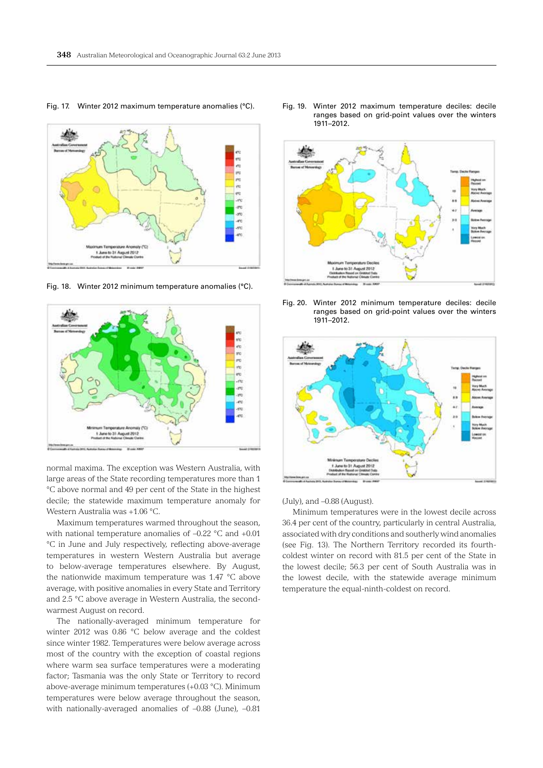Fig. 17. Winter 2012 maximum temperature anomalies (°C).

Fig. 18. Winter 2012 minimum temperature anomalies (°C).

Fig. 19. Winter 2012 maximum temperature deciles: decile ranges based on grid-point values over the winters 1911–2012.

Fig. 20. Winter 2012 minimum temperature deciles: decile ranges based on grid-point values over the winters 1911–2012.

normal maxima. The exception was Western Australia, with large areas of the State recording temperatures more than 1 °C above normal and 49 per cent of the State in the highest decile; the statewide maximum temperature anomaly for Western Australia was +1.06 °C.

Maximum temperatures warmed throughout the season, with national temperature anomalies of –0.22 °C and +0.01 °C in June and July respectively, reflecting above-average temperatures in western Western Australia but average to below-average temperatures elsewhere. By August, the nationwide maximum temperature was 1.47 °C above average, with positive anomalies in every State and Territory and 2.5 °C above average in Western Australia, the second-warmest August on record.

The nationally-averaged minimum temperature for winter 2012 was 0.86 °C below average and the coldest since winter 1982. Temperatures were below average across most of the country with the exception of coastal regions where warm sea surface temperatures were a moderating factor; Tasmania was the only State or Territory to record above-average minimum temperatures (+0.03 °C). Minimum temperatures were below average throughout the season, with nationally-averaged anomalies of –0.88 (June), –0.81 (July), and –0.88 (August).

Minimum temperatures were in the lowest decile across 36.4 per cent of the country, particularly in central Australia, associated with dry conditions and southerly wind anomalies (see Fig. 13). The Northern Territory recorded its fourth-coldest winter on record with 81.5 per cent of the State in the lowest decile; 56.3 per cent of South Australia was in the lowest decile, with the statewide average minimum temperature the equal-ninth-coldest on record.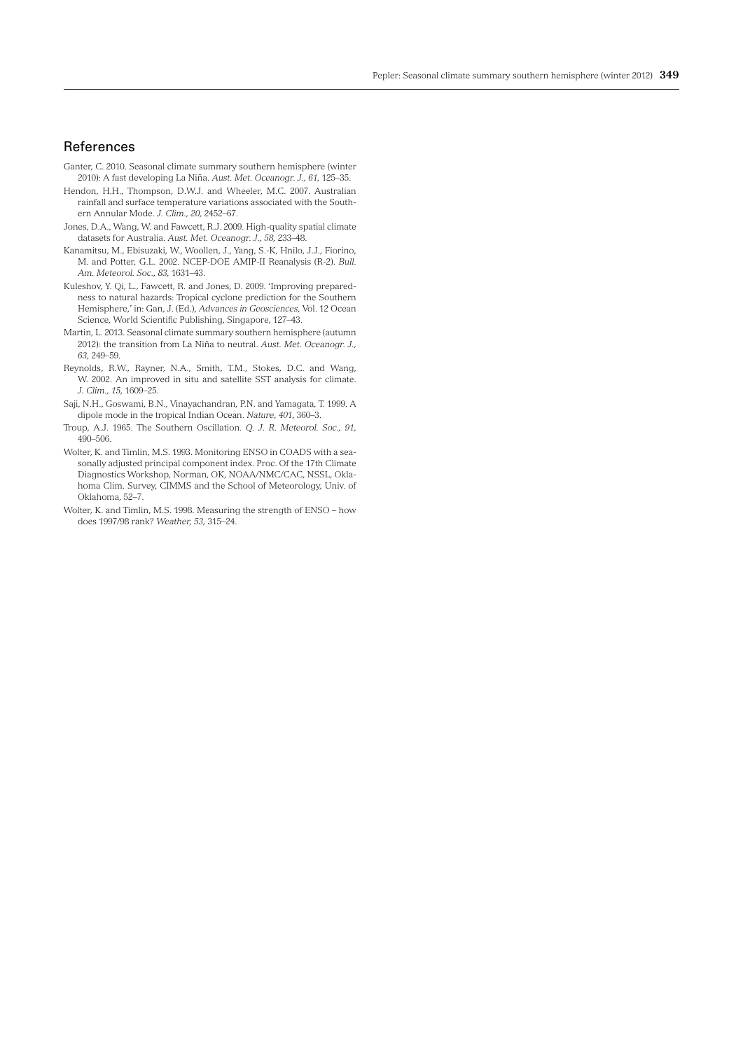## References

Ganter, C. 2010. Seasonal climate summary southern hemisphere (winter 2010): A fast developing La Niña. *Aust. Met. Oceanogr. J., 61,* 125–35.

Hendon, H.H., Thompson, D.W.J. and Wheeler, M.C. 2007. Australian rainfall and surface temperature variations associated with the Southern Annular Mode. *J. Clim., 20,* 2452–67.

Jones, D.A., Wang, W. and Fawcett, R.J. 2009. High-quality spatial climate datasets for Australia. *Aust. Met. Oceanogr. J., 58,* 233–48.

Kanamitsu, M., Ebisuzaki, W., Woollen, J., Yang, S.-K, Hnilo, J.J., Fiorino, M. and Potter, G.L. 2002. NCEP-DOE AMIP-II Reanalysis (R-2). *Bull. Am. Meteorol. Soc., 83,* 1631–43.

Kuleshov, Y. Qi, L., Fawcett, R. and Jones, D. 2009. 'Improving preparedness to natural hazards: Tropical cyclone prediction for the Southern Hemisphere,' in: Gan, J. (Ed.), *Advances in Geosciences,* Vol. 12 Ocean Science, World Scientific Publishing, Singapore, 127–43.

Martin, L. 2013. Seasonal climate summary southern hemisphere (autumn 2012): the transition from La Niña to neutral. *Aust. Met. Oceanogr. J., 63,* 249–59.

Reynolds, R.W., Rayner, N.A., Smith, T.M., Stokes, D.C. and Wang, W. 2002. An improved in situ and satellite SST analysis for climate. *J. Clim., 15,* 1609–25.

Saji, N.H., Goswami, B.N., Vinayachandran, P.N. and Yamagata, T. 1999. A dipole mode in the tropical Indian Ocean. *Nature, 401,* 360–3.

Troup, A.J. 1965. The Southern Oscillation. *Q. J. R. Meteorol. Soc., 91,* 490–506.

Wolter, K. and Timlin, M.S. 1993. Monitoring ENSO in COADS with a seasonally adjusted principal component index. Proc. Of the 17th Climate Diagnostics Workshop, Norman, OK, NOAA/NMC/CAC, NSSL, Oklahoma Clim. Survey, CIMMS and the School of Meteorology, Univ. of Oklahoma, 52–7.

Wolter, K. and Timlin, M.S. 1998. Measuring the strength of ENSO – how does 1997/98 rank? *Weather, 53,* 315–24.